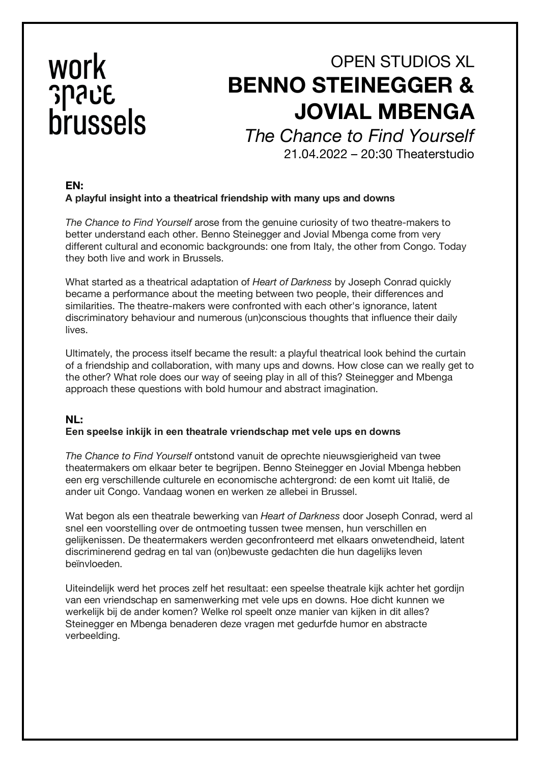work
space
brussels

OPEN STUDIOS XL

# BENNO STEINEGGER & JOVIAL MBENGA

*The Chance to Find Yourself*

21.04.2022 – 20:30 Theaterstudio

## EN:

**A playful insight into a theatrical friendship with many ups and downs**

*The Chance to Find Yourself* arose from the genuine curiosity of two theatre-makers to better understand each other. Benno Steinegger and Jovial Mbenga come from very different cultural and economic backgrounds: one from Italy, the other from Congo. Today they both live and work in Brussels.

What started as a theatrical adaptation of *Heart of Darkness* by Joseph Conrad quickly became a performance about the meeting between two people, their differences and similarities. The theatre-makers were confronted with each other's ignorance, latent discriminatory behaviour and numerous (un)conscious thoughts that influence their daily lives.

Ultimately, the process itself became the result: a playful theatrical look behind the curtain of a friendship and collaboration, with many ups and downs. How close can we really get to the other? What role does our way of seeing play in all of this? Steinegger and Mbenga approach these questions with bold humour and abstract imagination.

## NL:

**Een speelse inkijk in een theatrale vriendschap met vele ups en downs**

*The Chance to Find Yourself* ontstond vanuit de oprechte nieuwsgierigheid van twee theatermakers om elkaar beter te begrijpen. Benno Steinegger en Jovial Mbenga hebben een erg verschillende culturele en economische achtergrond: de een komt uit Italië, de ander uit Congo. Vandaag wonen en werken ze allebei in Brussel.

Wat begon als een theatrale bewerking van *Heart of Darkness* door Joseph Conrad, werd al snel een voorstelling over de ontmoeting tussen twee mensen, hun verschillen en gelijkenissen. De theatermakers werden geconfronteerd met elkaars onwetendheid, latent discriminerend gedrag en tal van (on)bewuste gedachten die hun dagelijks leven beïnvloeden.

Uiteindelijk werd het proces zelf het resultaat: een speelse theatrale kijk achter het gordijn van een vriendschap en samenwerking met vele ups en downs. Hoe dicht kunnen we werkelijk bij de ander komen? Welke rol speelt onze manier van kijken in dit alles? Steinegger en Mbenga benaderen deze vragen met gedurfde humor en abstracte verbeelding.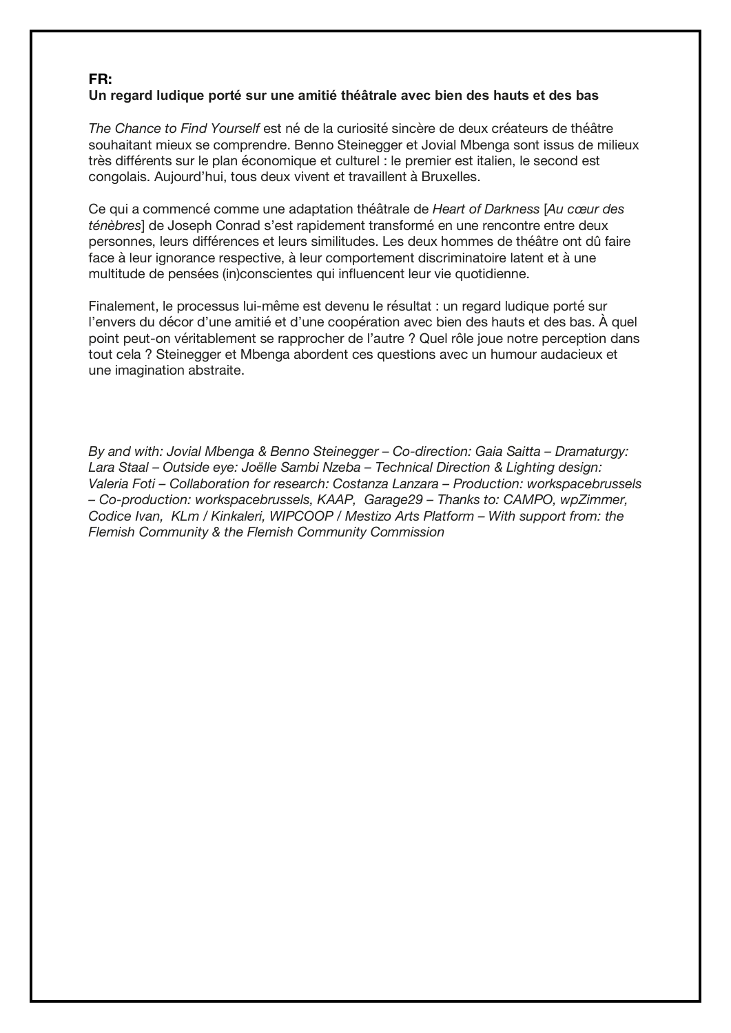**FR:**

**Un regard ludique porté sur une amitié théâtrale avec bien des hauts et des bas**

*The Chance to Find Yourself* est né de la curiosité sincère de deux créateurs de théâtre souhaitant mieux se comprendre. Benno Steinegger et Jovial Mbenga sont issus de milieux très différents sur le plan économique et culturel : le premier est italien, le second est congolais. Aujourd'hui, tous deux vivent et travaillent à Bruxelles.

Ce qui a commencé comme une adaptation théâtrale de *Heart of Darkness* [*Au cœur des ténèbres*] de Joseph Conrad s'est rapidement transformé en une rencontre entre deux personnes, leurs différences et leurs similitudes. Les deux hommes de théâtre ont dû faire face à leur ignorance respective, à leur comportement discriminatoire latent et à une multitude de pensées (in)conscientes qui influencent leur vie quotidienne.

Finalement, le processus lui-même est devenu le résultat : un regard ludique porté sur l'envers du décor d'une amitié et d'une coopération avec bien des hauts et des bas. À quel point peut-on véritablement se rapprocher de l'autre ? Quel rôle joue notre perception dans tout cela ? Steinegger et Mbenga abordent ces questions avec un humour audacieux et une imagination abstraite.

*By and with: Jovial Mbenga & Benno Steinegger – Co-direction: Gaia Saitta – Dramaturgy: Lara Staal – Outside eye: Joëlle Sambi Nzeba – Technical Direction & Lighting design: Valeria Foti – Collaboration for research: Costanza Lanzara – Production: workspacebrussels – Co-production: workspacebrussels, KAAP, Garage29 – Thanks to: CAMPO, wpZimmer, Codice Ivan, KLm / Kinkaleri, WIPCOOP / Mestizo Arts Platform – With support from: the Flemish Community & the Flemish Community Commission*